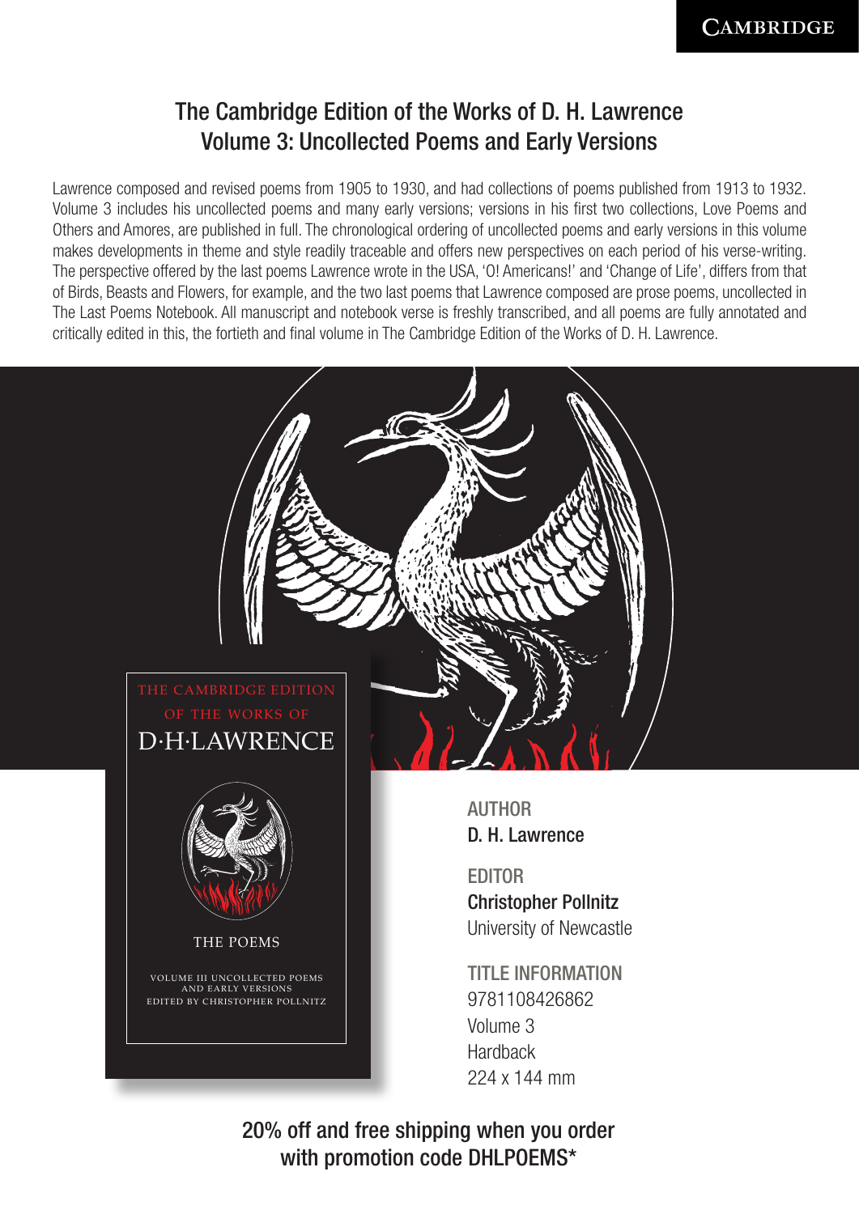# The Cambridge Edition of the Works of D. H. Lawrence
## Volume 3: Uncollected Poems and Early Versions

Lawrence composed and revised poems from 1905 to 1930, and had collections of poems published from 1913 to 1932. Volume 3 includes his uncollected poems and many early versions; versions in his first two collections, Love Poems and Others and Amores, are published in full. The chronological ordering of uncollected poems and early versions in this volume makes developments in theme and style readily traceable and offers new perspectives on each period of his verse-writing. The perspective offered by the last poems Lawrence wrote in the USA, 'O! Americans!' and 'Change of Life', differs from that of Birds, Beasts and Flowers, for example, and the two last poems that Lawrence composed are prose poems, uncollected in The Last Poems Notebook. All manuscript and notebook verse is freshly transcribed, and all poems are fully annotated and critically edited in this, the fortieth and final volume in The Cambridge Edition of the Works of D. H. Lawrence.

THE CAMBRIDGE EDITION OF THE WORKS OF D·H·LAWRENCE

THE POEMS

VOLUME III UNCOLLECTED POEMS AND EARLY VERSIONS
EDITED BY CHRISTOPHER POLLNITZ

**AUTHOR**
D. H. Lawrence

**EDITOR**
Christopher Pollnitz
University of Newcastle

**TITLE INFORMATION**
9781108426862
Volume 3
Hardback
224 x 144 mm

20% off and free shipping when you order with promotion code DHLPOEMS*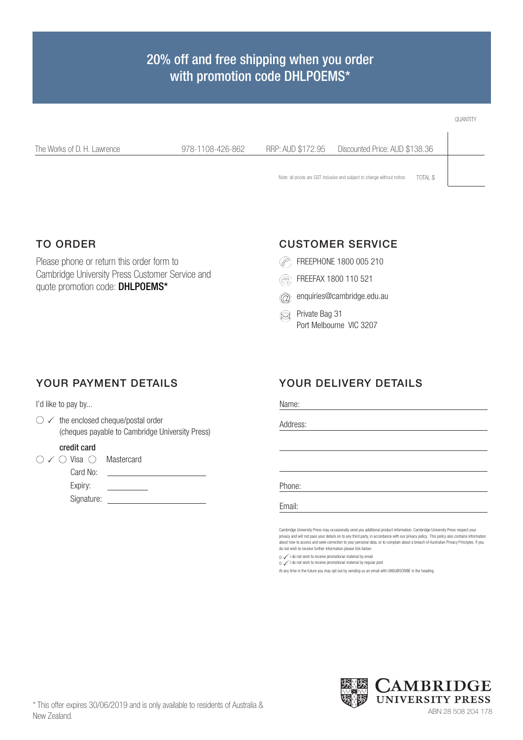# 20% off and free shipping when you order with promotion code DHLPOEMS*

| | | | | QUANTITY |
|---|---|---|---|---|
| The Works of D. H. Lawrence | 978-1108-426-862 | RRP: AUD $172.95 | Discounted Price: AUD $138.36 | |
| | | Note: all prices are GST inclusive and subject to change without notice. | TOTAL $ | |

## TO ORDER

Please phone or return this order form to Cambridge University Press Customer Service and quote promotion code: **DHLPOEMS***

## CUSTOMER SERVICE

FREEPHONE 1800 005 210

FREEFAX 1800 110 521

enquiries@cambridge.edu.au

Private Bag 31
Port Melbourne VIC 3207

## YOUR PAYMENT DETAILS

I'd like to pay by...

◯ ✓ the enclosed cheque/postal order (cheques payable to Cambridge University Press)

**credit card**

◯ ✓ ◯ Visa ◯ Mastercard

Card No: ____________________

Expiry: __________

Signature: ____________________

## YOUR DELIVERY DETAILS

Name: ____________________

Address: ____________________

____________________

____________________

Phone: ____________________

Email: ____________________

Cambridge University Press may occasionally send you additional product information. Cambridge University Press respect your privacy and will not pass your details on to any third party, in accordance with our privacy policy. This policy also contains information about how to access and seek correction to your personal data, or to complain about a breach of Australian Privacy Principles. If you do not wish to receive further information please tick below:

0 ✓ I do not wish to receive promotional material by email

0 ✓ I do not wish to receive promotional material by regular post

At any time in the future you may opt out by sending us an email with UNSUBSCRIBE in the heading.

\* This offer expires 30/06/2019 and is only available to residents of Australia & New Zealand.

CAMBRIDGE UNIVERSITY PRESS

ABN 28 508 204 178